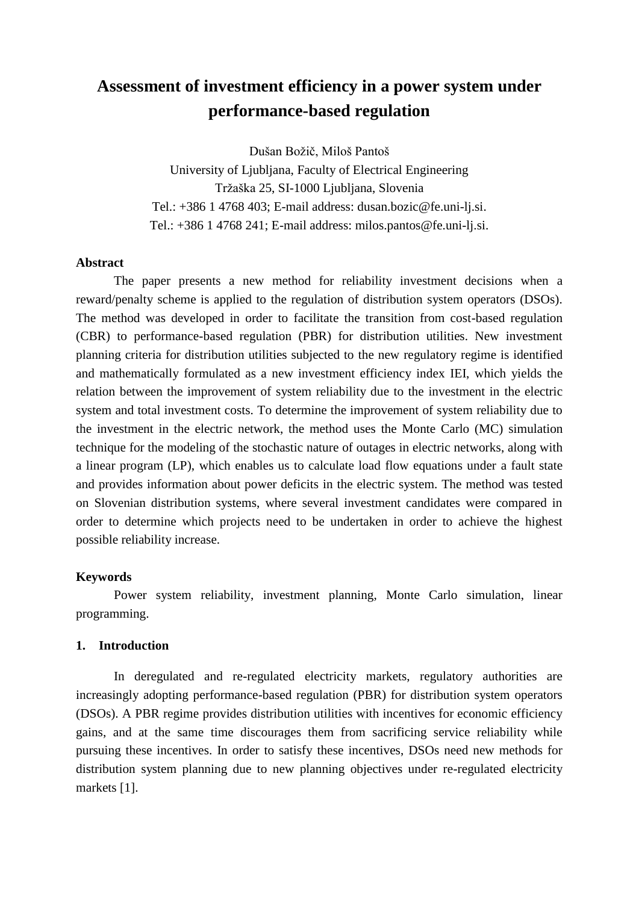# Assessment of investment efficiency in a power system under performance-based regulation

Dušan Božič, Miloš Pantoš

University of Ljubljana, Faculty of Electrical Engineering

Tržaška 25, SI-1000 Ljubljana, Slovenia

Tel.: +386 1 4768 403; E-mail address: dusan.bozic@fe.uni-lj.si.

Tel.: +386 1 4768 241; E-mail address: milos.pantos@fe.uni-lj.si.

## Abstract

The paper presents a new method for reliability investment decisions when a reward/penalty scheme is applied to the regulation of distribution system operators (DSOs). The method was developed in order to facilitate the transition from cost-based regulation (CBR) to performance-based regulation (PBR) for distribution utilities. New investment planning criteria for distribution utilities subjected to the new regulatory regime is identified and mathematically formulated as a new investment efficiency index IEI, which yields the relation between the improvement of system reliability due to the investment in the electric system and total investment costs. To determine the improvement of system reliability due to the investment in the electric network, the method uses the Monte Carlo (MC) simulation technique for the modeling of the stochastic nature of outages in electric networks, along with a linear program (LP), which enables us to calculate load flow equations under a fault state and provides information about power deficits in the electric system. The method was tested on Slovenian distribution systems, where several investment candidates were compared in order to determine which projects need to be undertaken in order to achieve the highest possible reliability increase.

## Keywords

Power system reliability, investment planning, Monte Carlo simulation, linear programming.

## 1. Introduction

In deregulated and re-regulated electricity markets, regulatory authorities are increasingly adopting performance-based regulation (PBR) for distribution system operators (DSOs). A PBR regime provides distribution utilities with incentives for economic efficiency gains, and at the same time discourages them from sacrificing service reliability while pursuing these incentives. In order to satisfy these incentives, DSOs need new methods for distribution system planning due to new planning objectives under re-regulated electricity markets [1].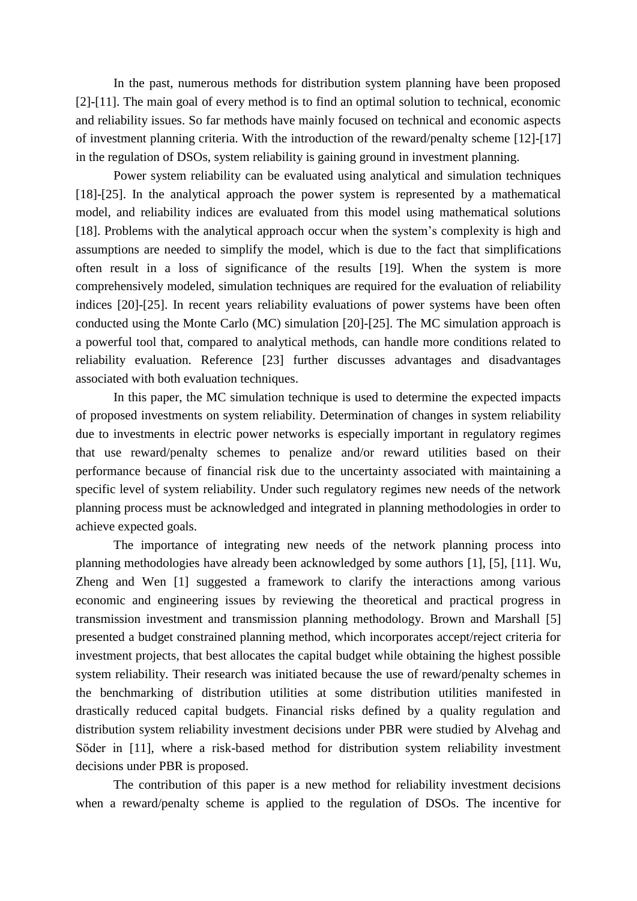In the past, numerous methods for distribution system planning have been proposed [2]-[11]. The main goal of every method is to find an optimal solution to technical, economic and reliability issues. So far methods have mainly focused on technical and economic aspects of investment planning criteria. With the introduction of the reward/penalty scheme [12]-[17] in the regulation of DSOs, system reliability is gaining ground in investment planning.

Power system reliability can be evaluated using analytical and simulation techniques [18]-[25]. In the analytical approach the power system is represented by a mathematical model, and reliability indices are evaluated from this model using mathematical solutions [18]. Problems with the analytical approach occur when the system's complexity is high and assumptions are needed to simplify the model, which is due to the fact that simplifications often result in a loss of significance of the results [19]. When the system is more comprehensively modeled, simulation techniques are required for the evaluation of reliability indices [20]-[25]. In recent years reliability evaluations of power systems have been often conducted using the Monte Carlo (MC) simulation [20]-[25]. The MC simulation approach is a powerful tool that, compared to analytical methods, can handle more conditions related to reliability evaluation. Reference [23] further discusses advantages and disadvantages associated with both evaluation techniques.

In this paper, the MC simulation technique is used to determine the expected impacts of proposed investments on system reliability. Determination of changes in system reliability due to investments in electric power networks is especially important in regulatory regimes that use reward/penalty schemes to penalize and/or reward utilities based on their performance because of financial risk due to the uncertainty associated with maintaining a specific level of system reliability. Under such regulatory regimes new needs of the network planning process must be acknowledged and integrated in planning methodologies in order to achieve expected goals.

The importance of integrating new needs of the network planning process into planning methodologies have already been acknowledged by some authors [1], [5], [11]. Wu, Zheng and Wen [1] suggested a framework to clarify the interactions among various economic and engineering issues by reviewing the theoretical and practical progress in transmission investment and transmission planning methodology. Brown and Marshall [5] presented a budget constrained planning method, which incorporates accept/reject criteria for investment projects, that best allocates the capital budget while obtaining the highest possible system reliability. Their research was initiated because the use of reward/penalty schemes in the benchmarking of distribution utilities at some distribution utilities manifested in drastically reduced capital budgets. Financial risks defined by a quality regulation and distribution system reliability investment decisions under PBR were studied by Alvehag and Söder in [11], where a risk-based method for distribution system reliability investment decisions under PBR is proposed.

The contribution of this paper is a new method for reliability investment decisions when a reward/penalty scheme is applied to the regulation of DSOs. The incentive for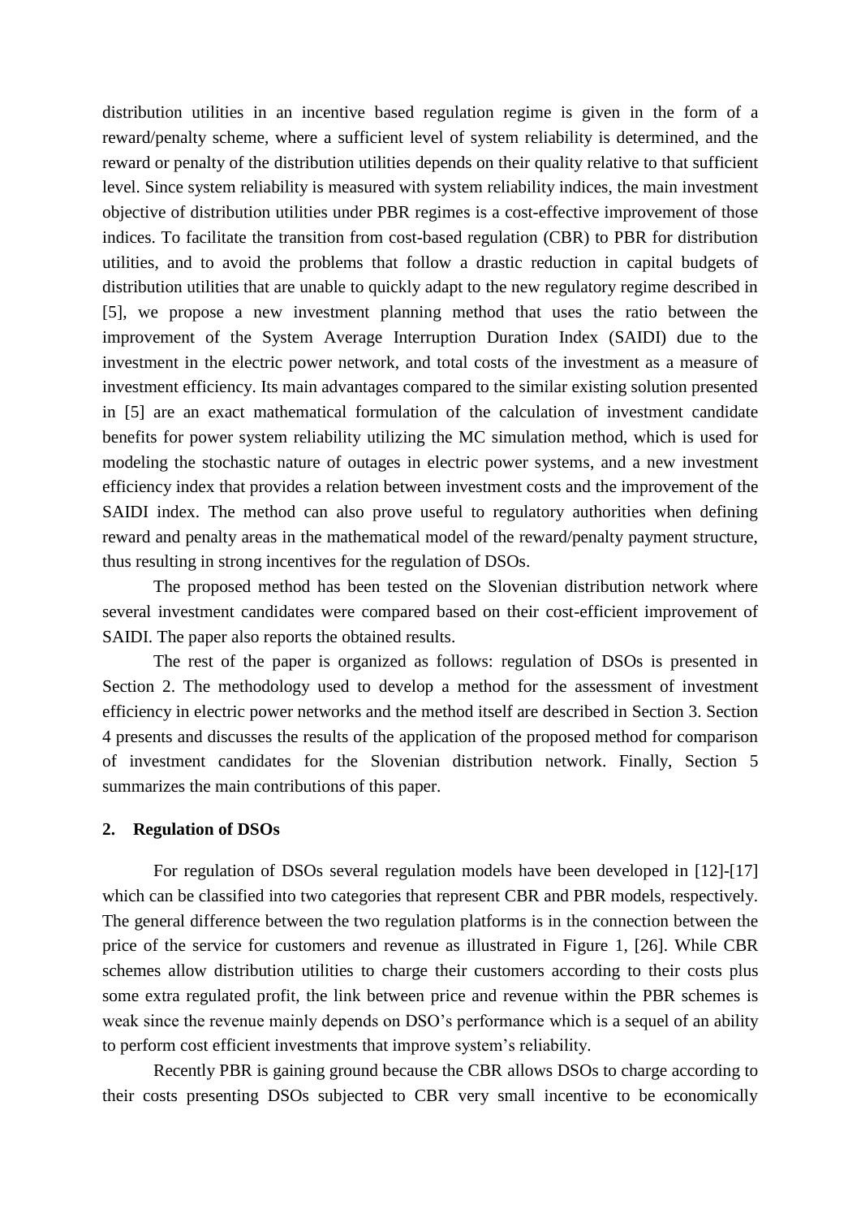distribution utilities in an incentive based regulation regime is given in the form of a reward/penalty scheme, where a sufficient level of system reliability is determined, and the reward or penalty of the distribution utilities depends on their quality relative to that sufficient level. Since system reliability is measured with system reliability indices, the main investment objective of distribution utilities under PBR regimes is a cost-effective improvement of those indices. To facilitate the transition from cost-based regulation (CBR) to PBR for distribution utilities, and to avoid the problems that follow a drastic reduction in capital budgets of distribution utilities that are unable to quickly adapt to the new regulatory regime described in [5], we propose a new investment planning method that uses the ratio between the improvement of the System Average Interruption Duration Index (SAIDI) due to the investment in the electric power network, and total costs of the investment as a measure of investment efficiency. Its main advantages compared to the similar existing solution presented in [5] are an exact mathematical formulation of the calculation of investment candidate benefits for power system reliability utilizing the MC simulation method, which is used for modeling the stochastic nature of outages in electric power systems, and a new investment efficiency index that provides a relation between investment costs and the improvement of the SAIDI index. The method can also prove useful to regulatory authorities when defining reward and penalty areas in the mathematical model of the reward/penalty payment structure, thus resulting in strong incentives for the regulation of DSOs.

The proposed method has been tested on the Slovenian distribution network where several investment candidates were compared based on their cost-efficient improvement of SAIDI. The paper also reports the obtained results.

The rest of the paper is organized as follows: regulation of DSOs is presented in Section 2. The methodology used to develop a method for the assessment of investment efficiency in electric power networks and the method itself are described in Section 3. Section 4 presents and discusses the results of the application of the proposed method for comparison of investment candidates for the Slovenian distribution network. Finally, Section 5 summarizes the main contributions of this paper.

## 2. Regulation of DSOs

For regulation of DSOs several regulation models have been developed in [12]-[17] which can be classified into two categories that represent CBR and PBR models, respectively. The general difference between the two regulation platforms is in the connection between the price of the service for customers and revenue as illustrated in Figure 1, [26]. While CBR schemes allow distribution utilities to charge their customers according to their costs plus some extra regulated profit, the link between price and revenue within the PBR schemes is weak since the revenue mainly depends on DSO's performance which is a sequel of an ability to perform cost efficient investments that improve system's reliability.

Recently PBR is gaining ground because the CBR allows DSOs to charge according to their costs presenting DSOs subjected to CBR very small incentive to be economically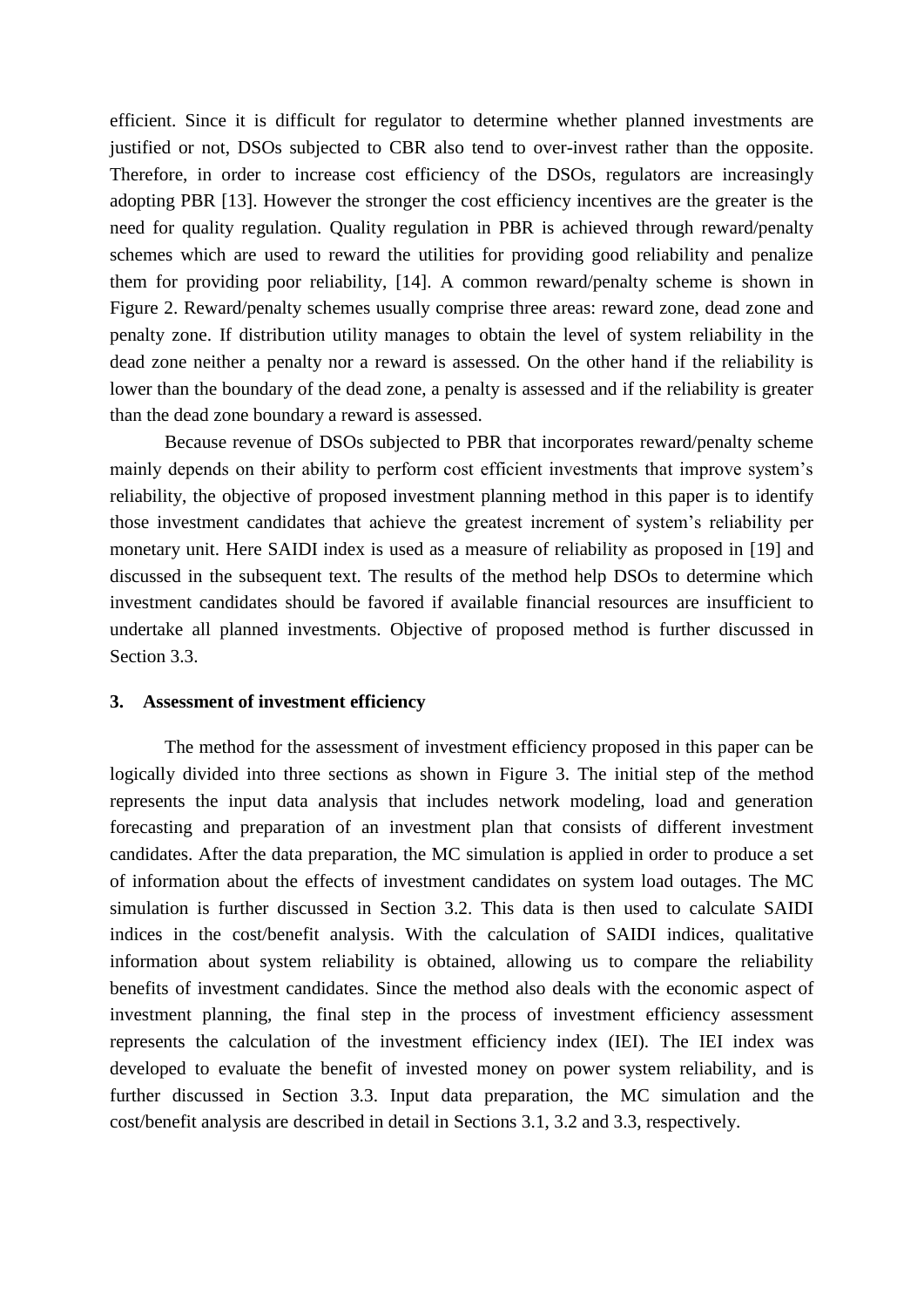efficient. Since it is difficult for regulator to determine whether planned investments are justified or not, DSOs subjected to CBR also tend to over-invest rather than the opposite. Therefore, in order to increase cost efficiency of the DSOs, regulators are increasingly adopting PBR [13]. However the stronger the cost efficiency incentives are the greater is the need for quality regulation. Quality regulation in PBR is achieved through reward/penalty schemes which are used to reward the utilities for providing good reliability and penalize them for providing poor reliability, [14]. A common reward/penalty scheme is shown in Figure 2. Reward/penalty schemes usually comprise three areas: reward zone, dead zone and penalty zone. If distribution utility manages to obtain the level of system reliability in the dead zone neither a penalty nor a reward is assessed. On the other hand if the reliability is lower than the boundary of the dead zone, a penalty is assessed and if the reliability is greater than the dead zone boundary a reward is assessed.

Because revenue of DSOs subjected to PBR that incorporates reward/penalty scheme mainly depends on their ability to perform cost efficient investments that improve system's reliability, the objective of proposed investment planning method in this paper is to identify those investment candidates that achieve the greatest increment of system's reliability per monetary unit. Here SAIDI index is used as a measure of reliability as proposed in [19] and discussed in the subsequent text. The results of the method help DSOs to determine which investment candidates should be favored if available financial resources are insufficient to undertake all planned investments. Objective of proposed method is further discussed in Section 3.3.

## 3. Assessment of investment efficiency

The method for the assessment of investment efficiency proposed in this paper can be logically divided into three sections as shown in Figure 3. The initial step of the method represents the input data analysis that includes network modeling, load and generation forecasting and preparation of an investment plan that consists of different investment candidates. After the data preparation, the MC simulation is applied in order to produce a set of information about the effects of investment candidates on system load outages. The MC simulation is further discussed in Section 3.2. This data is then used to calculate SAIDI indices in the cost/benefit analysis. With the calculation of SAIDI indices, qualitative information about system reliability is obtained, allowing us to compare the reliability benefits of investment candidates. Since the method also deals with the economic aspect of investment planning, the final step in the process of investment efficiency assessment represents the calculation of the investment efficiency index (IEI). The IEI index was developed to evaluate the benefit of invested money on power system reliability, and is further discussed in Section 3.3. Input data preparation, the MC simulation and the cost/benefit analysis are described in detail in Sections 3.1, 3.2 and 3.3, respectively.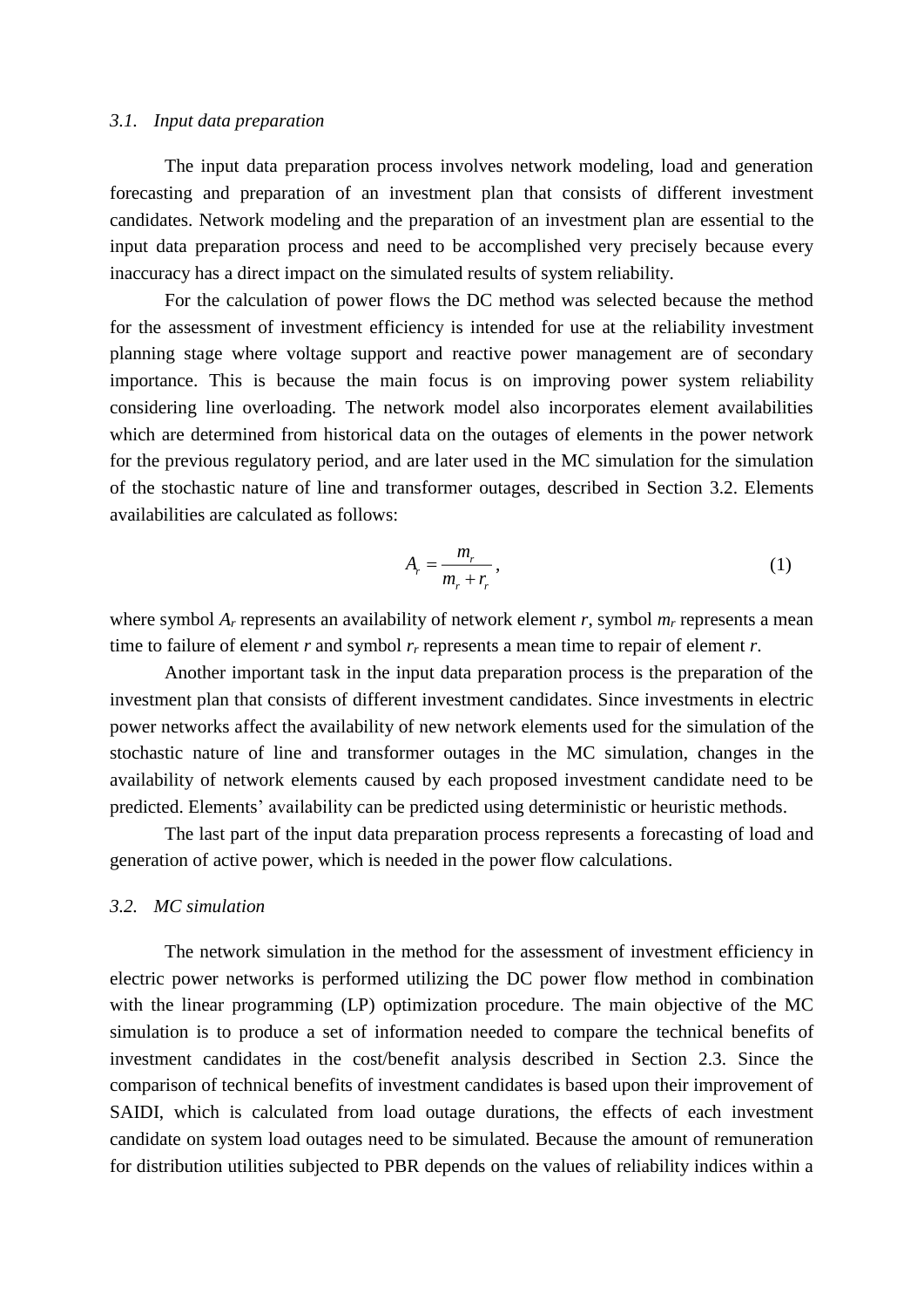### *3.1. Input data preparation*

The input data preparation process involves network modeling, load and generation forecasting and preparation of an investment plan that consists of different investment candidates. Network modeling and the preparation of an investment plan are essential to the input data preparation process and need to be accomplished very precisely because every inaccuracy has a direct impact on the simulated results of system reliability.

For the calculation of power flows the DC method was selected because the method for the assessment of investment efficiency is intended for use at the reliability investment planning stage where voltage support and reactive power management are of secondary importance. This is because the main focus is on improving power system reliability considering line overloading. The network model also incorporates element availabilities which are determined from historical data on the outages of elements in the power network for the previous regulatory period, and are later used in the MC simulation for the simulation of the stochastic nature of line and transformer outages, described in Section 3.2. Elements availabilities are calculated as follows:

$$A_r = \frac{m_r}{m_r + r_r}, \tag{1}$$

where symbol $A_r$ represents an availability of network element $r$, symbol $m_r$ represents a mean time to failure of element $r$ and symbol $r_r$ represents a mean time to repair of element $r$.

Another important task in the input data preparation process is the preparation of the investment plan that consists of different investment candidates. Since investments in electric power networks affect the availability of new network elements used for the simulation of the stochastic nature of line and transformer outages in the MC simulation, changes in the availability of network elements caused by each proposed investment candidate need to be predicted. Elements' availability can be predicted using deterministic or heuristic methods.

The last part of the input data preparation process represents a forecasting of load and generation of active power, which is needed in the power flow calculations.

### *3.2. MC simulation*

The network simulation in the method for the assessment of investment efficiency in electric power networks is performed utilizing the DC power flow method in combination with the linear programming (LP) optimization procedure. The main objective of the MC simulation is to produce a set of information needed to compare the technical benefits of investment candidates in the cost/benefit analysis described in Section 2.3. Since the comparison of technical benefits of investment candidates is based upon their improvement of SAIDI, which is calculated from load outage durations, the effects of each investment candidate on system load outages need to be simulated. Because the amount of remuneration for distribution utilities subjected to PBR depends on the values of reliability indices within a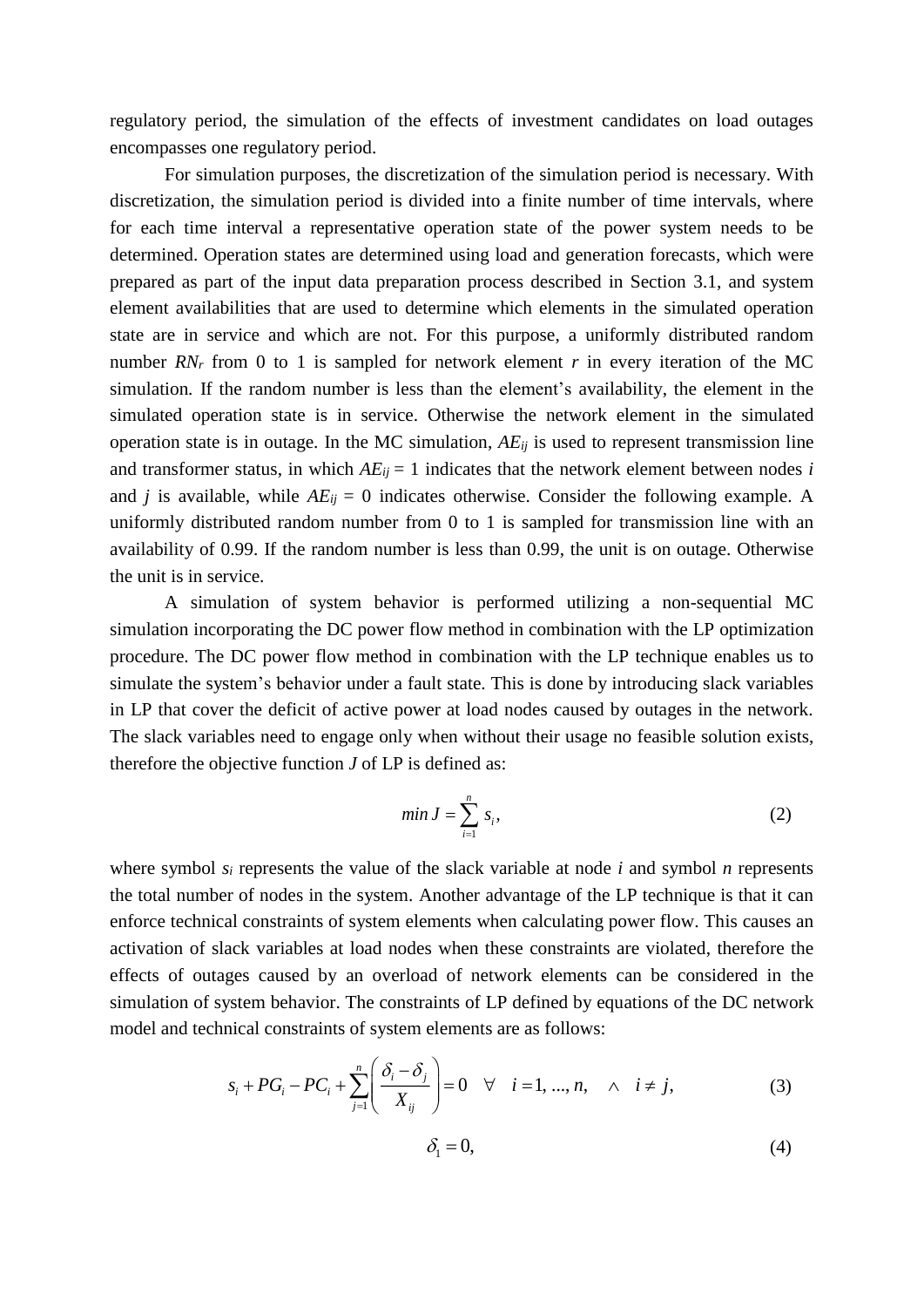regulatory period, the simulation of the effects of investment candidates on load outages encompasses one regulatory period.

For simulation purposes, the discretization of the simulation period is necessary. With discretization, the simulation period is divided into a finite number of time intervals, where for each time interval a representative operation state of the power system needs to be determined. Operation states are determined using load and generation forecasts, which were prepared as part of the input data preparation process described in Section 3.1, and system element availabilities that are used to determine which elements in the simulated operation state are in service and which are not. For this purpose, a uniformly distributed random number $RN_r$ from 0 to 1 is sampled for network element $r$ in every iteration of the MC simulation. If the random number is less than the element's availability, the element in the simulated operation state is in service. Otherwise the network element in the simulated operation state is in outage. In the MC simulation, $AE_{ij}$ is used to represent transmission line and transformer status, in which $AE_{ij} = 1$ indicates that the network element between nodes $i$ and $j$ is available, while $AE_{ij} = 0$ indicates otherwise. Consider the following example. A uniformly distributed random number from 0 to 1 is sampled for transmission line with an availability of 0.99. If the random number is less than 0.99, the unit is on outage. Otherwise the unit is in service.

A simulation of system behavior is performed utilizing a non-sequential MC simulation incorporating the DC power flow method in combination with the LP optimization procedure. The DC power flow method in combination with the LP technique enables us to simulate the system's behavior under a fault state. This is done by introducing slack variables in LP that cover the deficit of active power at load nodes caused by outages in the network. The slack variables need to engage only when without their usage no feasible solution exists, therefore the objective function $J$ of LP is defined as:

$$min\, J = \sum_{i=1}^{n} s_i, \tag{2}$$

where symbol $s_i$ represents the value of the slack variable at node $i$ and symbol $n$ represents the total number of nodes in the system. Another advantage of the LP technique is that it can enforce technical constraints of system elements when calculating power flow. This causes an activation of slack variables at load nodes when these constraints are violated, therefore the effects of outages caused by an overload of network elements can be considered in the simulation of system behavior. The constraints of LP defined by equations of the DC network model and technical constraints of system elements are as follows:

$$s_i + PG_i - PC_i + \sum_{j=1}^{n} \left( \frac{\delta_i - \delta_j}{X_{ij}} \right) = 0 \quad \forall \quad i = 1, ..., n, \quad \wedge \quad i \neq j, \tag{3}$$

$$\delta_1 = 0, \tag{4}$$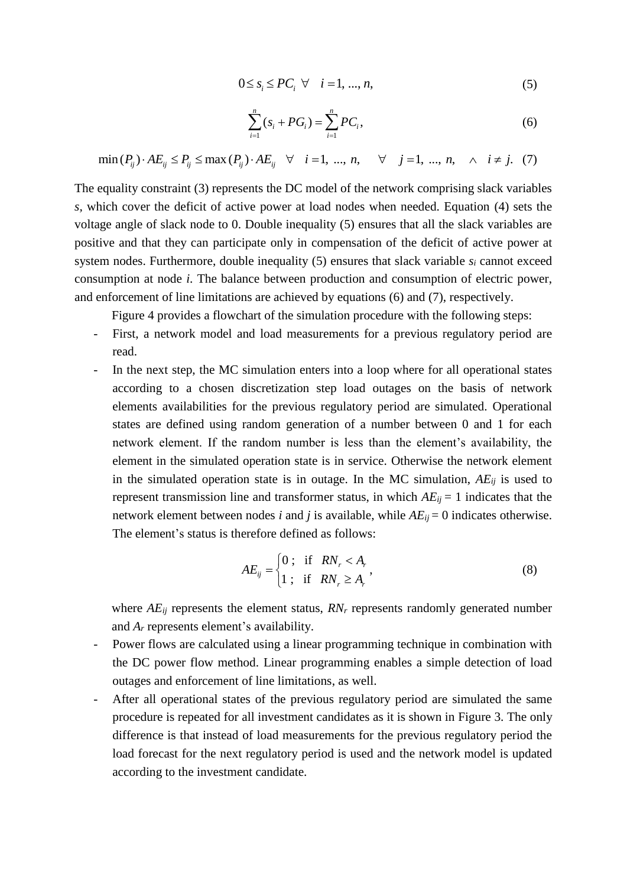$$0 \leq s_i \leq PC_i \quad \forall \quad i = 1, \ldots, n, \tag{5}$$

$$\sum_{i=1}^{n} (s_i + PG_i) = \sum_{i=1}^{n} PC_i, \tag{6}$$

$$\min(P_{ij}) \cdot AE_{ij} \leq P_{ij} \leq \max(P_{ij}) \cdot AE_{ij} \quad \forall \quad i = 1, \ldots, n, \quad \forall \quad j = 1, \ldots, n, \quad \wedge \quad i \neq j. \tag{7}$$

The equality constraint (3) represents the DC model of the network comprising slack variables *s*, which cover the deficit of active power at load nodes when needed. Equation (4) sets the voltage angle of slack node to 0. Double inequality (5) ensures that all the slack variables are positive and that they can participate only in compensation of the deficit of active power at system nodes. Furthermore, double inequality (5) ensures that slack variable $s_i$ cannot exceed consumption at node *i*. The balance between production and consumption of electric power, and enforcement of line limitations are achieved by equations (6) and (7), respectively.

Figure 4 provides a flowchart of the simulation procedure with the following steps:

- First, a network model and load measurements for a previous regulatory period are read.
- In the next step, the MC simulation enters into a loop where for all operational states according to a chosen discretization step load outages on the basis of network elements availabilities for the previous regulatory period are simulated. Operational states are defined using random generation of a number between 0 and 1 for each network element. If the random number is less than the element's availability, the element in the simulated operation state is in service. Otherwise the network element in the simulated operation state is in outage. In the MC simulation, $AE_{ij}$ is used to represent transmission line and transformer status, in which $AE_{ij} = 1$ indicates that the network element between nodes *i* and *j* is available, while $AE_{ij} = 0$ indicates otherwise. The element's status is therefore defined as follows:

$$AE_{ij} = \begin{cases} 0\,; & \text{if} \quad RN_r < A_r \\ 1\,; & \text{if} \quad RN_r \geq A_r \end{cases}, \tag{8}$$

  where $AE_{ij}$ represents the element status, $RN_r$ represents randomly generated number and $A_r$ represents element's availability.
- Power flows are calculated using a linear programming technique in combination with the DC power flow method. Linear programming enables a simple detection of load outages and enforcement of line limitations, as well.
- After all operational states of the previous regulatory period are simulated the same procedure is repeated for all investment candidates as it is shown in Figure 3. The only difference is that instead of load measurements for the previous regulatory period the load forecast for the next regulatory period is used and the network model is updated according to the investment candidate.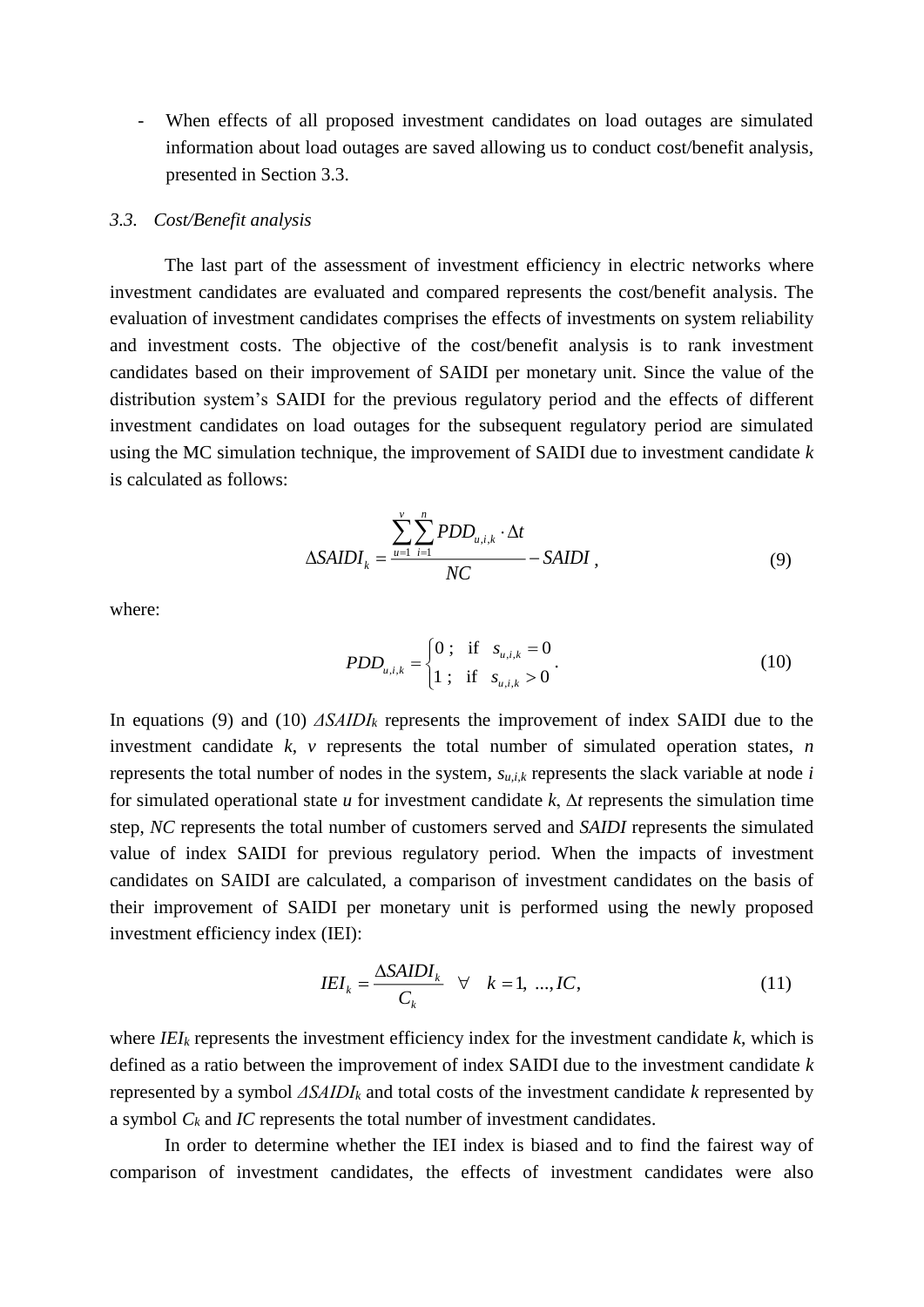- When effects of all proposed investment candidates on load outages are simulated information about load outages are saved allowing us to conduct cost/benefit analysis, presented in Section 3.3.

### *3.3. Cost/Benefit analysis*

The last part of the assessment of investment efficiency in electric networks where investment candidates are evaluated and compared represents the cost/benefit analysis. The evaluation of investment candidates comprises the effects of investments on system reliability and investment costs. The objective of the cost/benefit analysis is to rank investment candidates based on their improvement of SAIDI per monetary unit. Since the value of the distribution system's SAIDI for the previous regulatory period and the effects of different investment candidates on load outages for the subsequent regulatory period are simulated using the MC simulation technique, the improvement of SAIDI due to investment candidate $k$ is calculated as follows:

$$\Delta SAIDI_k = \frac{\sum_{u=1}^{v}\sum_{i=1}^{n} PDD_{u,i,k} \cdot \Delta t}{NC} - SAIDI \,, \tag{9}$$

where:

$$PDD_{u,i,k} = \begin{cases} 0\,; & \text{if} \quad s_{u,i,k} = 0 \\ 1\,; & \text{if} \quad s_{u,i,k} > 0 \end{cases}. \tag{10}$$

In equations (9) and (10) $\Delta SAIDI_k$ represents the improvement of index SAIDI due to the investment candidate $k$, $v$ represents the total number of simulated operation states, $n$ represents the total number of nodes in the system, $s_{u,i,k}$ represents the slack variable at node $i$ for simulated operational state $u$ for investment candidate $k$, $\Delta t$ represents the simulation time step, $NC$ represents the total number of customers served and $SAIDI$ represents the simulated value of index SAIDI for previous regulatory period. When the impacts of investment candidates on SAIDI are calculated, a comparison of investment candidates on the basis of their improvement of SAIDI per monetary unit is performed using the newly proposed investment efficiency index (IEI):

$$IEI_k = \frac{\Delta SAIDI_k}{C_k} \quad \forall \quad k = 1,\ \ldots, IC, \tag{11}$$

where $IEI_k$ represents the investment efficiency index for the investment candidate $k$, which is defined as a ratio between the improvement of index SAIDI due to the investment candidate $k$ represented by a symbol $\Delta SAIDI_k$ and total costs of the investment candidate $k$ represented by a symbol $C_k$ and $IC$ represents the total number of investment candidates.

In order to determine whether the IEI index is biased and to find the fairest way of comparison of investment candidates, the effects of investment candidates were also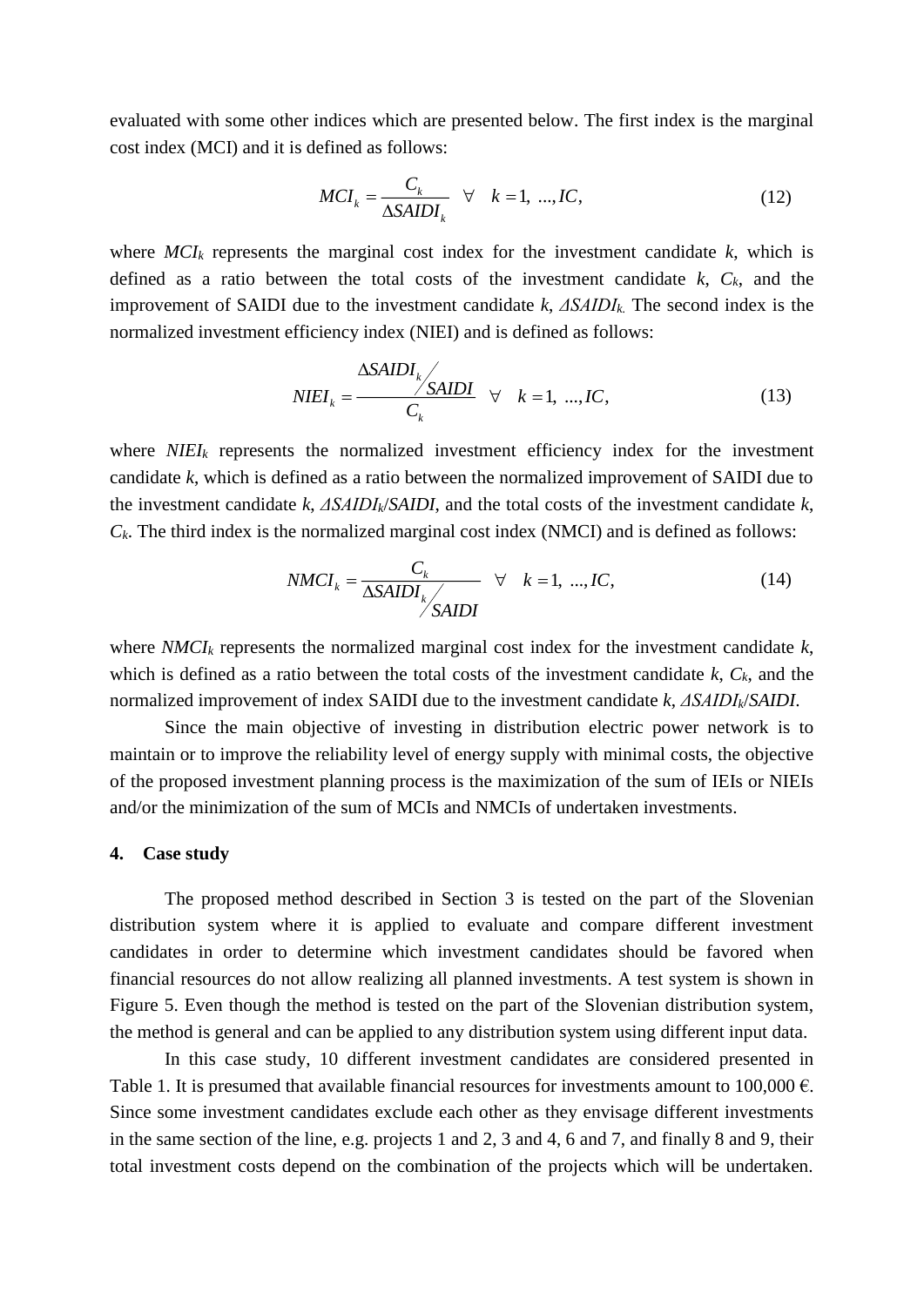evaluated with some other indices which are presented below. The first index is the marginal cost index (MCI) and it is defined as follows:

$$MCI_k = \frac{C_k}{\Delta SAIDI_k} \quad \forall \quad k = 1, \ldots, IC, \tag{12}$$

where $MCI_k$ represents the marginal cost index for the investment candidate $k$, which is defined as a ratio between the total costs of the investment candidate $k$, $C_k$, and the improvement of SAIDI due to the investment candidate $k$, $\Delta SAIDI_k$. The second index is the normalized investment efficiency index (NIEI) and is defined as follows:

$$NIEI_k = \frac{\Delta SAIDI_k / SAIDI}{C_k} \quad \forall \quad k = 1, \ldots, IC, \tag{13}$$

where $NIEI_k$ represents the normalized investment efficiency index for the investment candidate $k$, which is defined as a ratio between the normalized improvement of SAIDI due to the investment candidate $k$, $\Delta SAIDI_k/SAIDI$, and the total costs of the investment candidate $k$, $C_k$. The third index is the normalized marginal cost index (NMCI) and is defined as follows:

$$NMCI_k = \frac{C_k}{\Delta SAIDI_k / SAIDI} \quad \forall \quad k = 1, \ldots, IC, \tag{14}$$

where $NMCI_k$ represents the normalized marginal cost index for the investment candidate $k$, which is defined as a ratio between the total costs of the investment candidate $k$, $C_k$, and the normalized improvement of index SAIDI due to the investment candidate $k$, $\Delta SAIDI_k/SAIDI$.

Since the main objective of investing in distribution electric power network is to maintain or to improve the reliability level of energy supply with minimal costs, the objective of the proposed investment planning process is the maximization of the sum of IEIs or NIEIs and/or the minimization of the sum of MCIs and NMCIs of undertaken investments.

## 4. Case study

The proposed method described in Section 3 is tested on the part of the Slovenian distribution system where it is applied to evaluate and compare different investment candidates in order to determine which investment candidates should be favored when financial resources do not allow realizing all planned investments. A test system is shown in Figure 5. Even though the method is tested on the part of the Slovenian distribution system, the method is general and can be applied to any distribution system using different input data.

In this case study, 10 different investment candidates are considered presented in Table 1. It is presumed that available financial resources for investments amount to 100,000 €. Since some investment candidates exclude each other as they envisage different investments in the same section of the line, e.g. projects 1 and 2, 3 and 4, 6 and 7, and finally 8 and 9, their total investment costs depend on the combination of the projects which will be undertaken.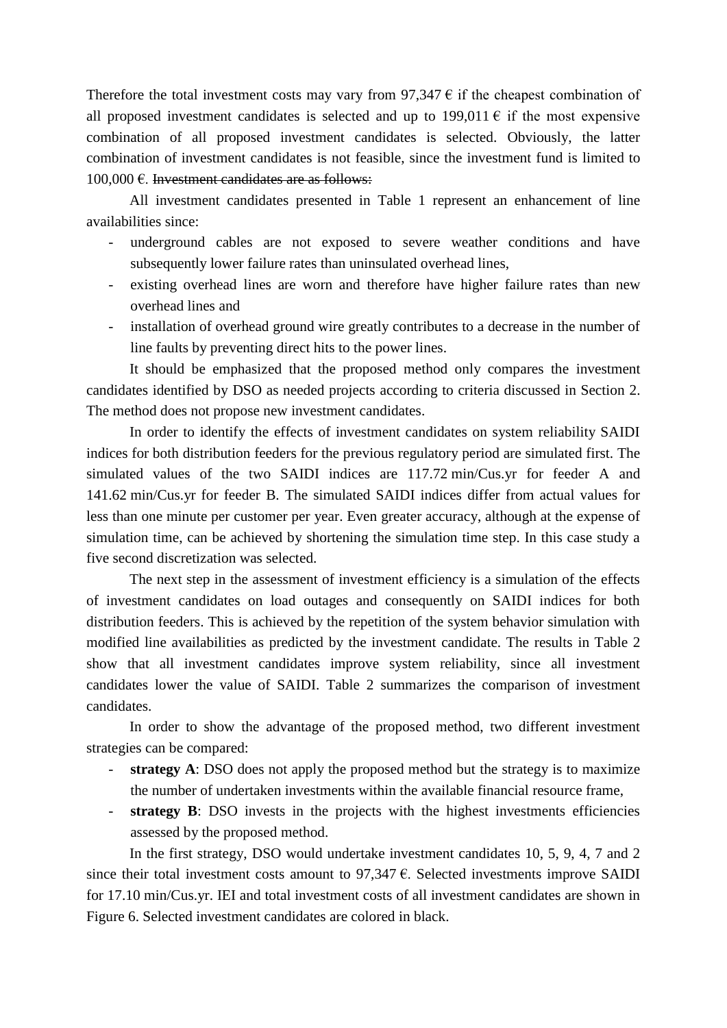Therefore the total investment costs may vary from 97,347 € if the cheapest combination of all proposed investment candidates is selected and up to 199,011 € if the most expensive combination of all proposed investment candidates is selected. Obviously, the latter combination of investment candidates is not feasible, since the investment fund is limited to 100,000 €. ~~Investment candidates are as follows:~~

All investment candidates presented in Table 1 represent an enhancement of line availabilities since:

- underground cables are not exposed to severe weather conditions and have subsequently lower failure rates than uninsulated overhead lines,
- existing overhead lines are worn and therefore have higher failure rates than new overhead lines and
- installation of overhead ground wire greatly contributes to a decrease in the number of line faults by preventing direct hits to the power lines.

It should be emphasized that the proposed method only compares the investment candidates identified by DSO as needed projects according to criteria discussed in Section 2. The method does not propose new investment candidates.

In order to identify the effects of investment candidates on system reliability SAIDI indices for both distribution feeders for the previous regulatory period are simulated first. The simulated values of the two SAIDI indices are 117.72 min/Cus.yr for feeder A and 141.62 min/Cus.yr for feeder B. The simulated SAIDI indices differ from actual values for less than one minute per customer per year. Even greater accuracy, although at the expense of simulation time, can be achieved by shortening the simulation time step. In this case study a five second discretization was selected.

The next step in the assessment of investment efficiency is a simulation of the effects of investment candidates on load outages and consequently on SAIDI indices for both distribution feeders. This is achieved by the repetition of the system behavior simulation with modified line availabilities as predicted by the investment candidate. The results in Table 2 show that all investment candidates improve system reliability, since all investment candidates lower the value of SAIDI. Table 2 summarizes the comparison of investment candidates.

In order to show the advantage of the proposed method, two different investment strategies can be compared:

- **strategy A**: DSO does not apply the proposed method but the strategy is to maximize the number of undertaken investments within the available financial resource frame,
- **strategy B**: DSO invests in the projects with the highest investments efficiencies assessed by the proposed method.

In the first strategy, DSO would undertake investment candidates 10, 5, 9, 4, 7 and 2 since their total investment costs amount to 97,347 €. Selected investments improve SAIDI for 17.10 min/Cus.yr. IEI and total investment costs of all investment candidates are shown in Figure 6. Selected investment candidates are colored in black.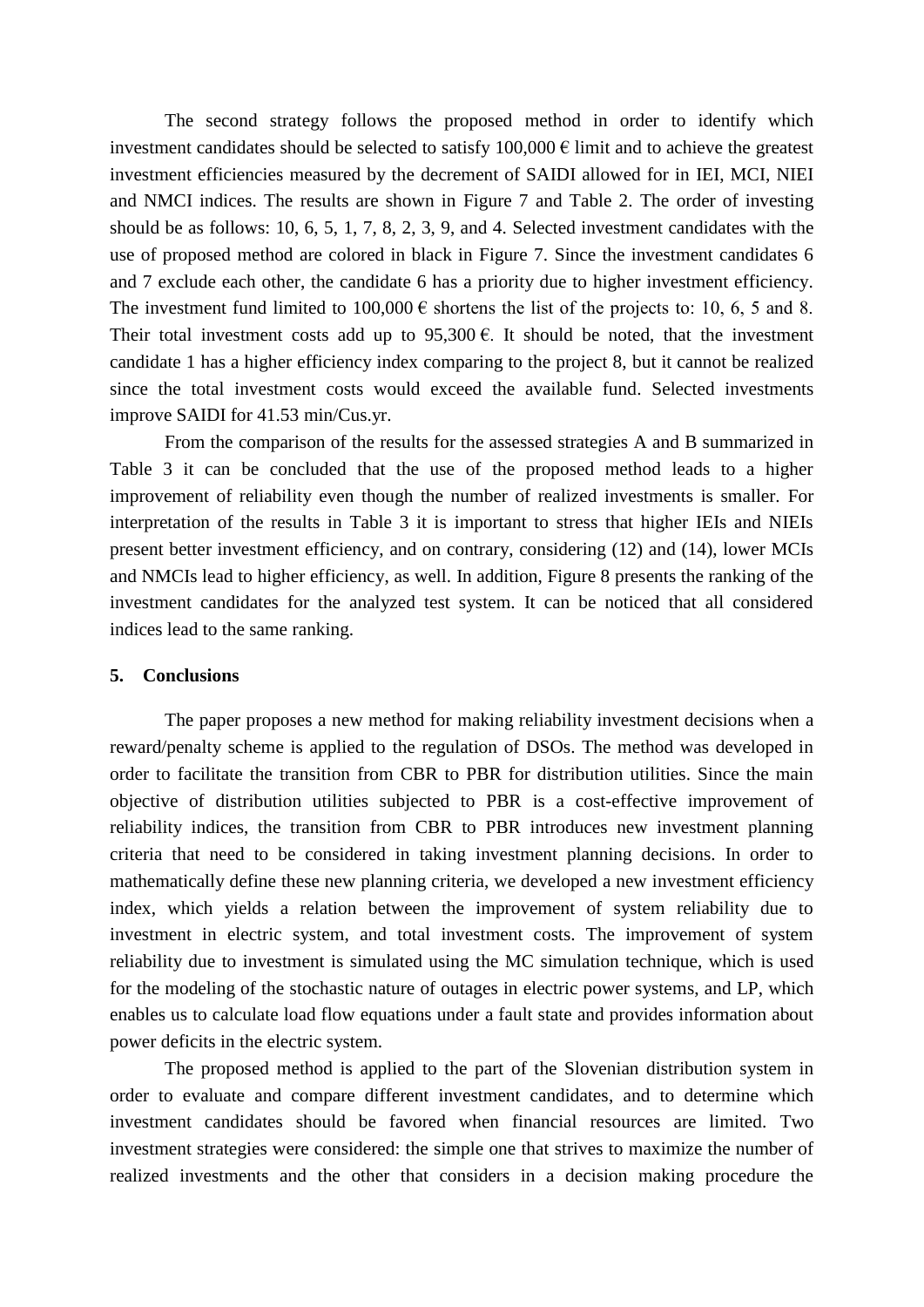The second strategy follows the proposed method in order to identify which investment candidates should be selected to satisfy 100,000 € limit and to achieve the greatest investment efficiencies measured by the decrement of SAIDI allowed for in IEI, MCI, NIEI and NMCI indices. The results are shown in Figure 7 and Table 2. The order of investing should be as follows: 10, 6, 5, 1, 7, 8, 2, 3, 9, and 4. Selected investment candidates with the use of proposed method are colored in black in Figure 7. Since the investment candidates 6 and 7 exclude each other, the candidate 6 has a priority due to higher investment efficiency. The investment fund limited to 100,000 € shortens the list of the projects to: 10, 6, 5 and 8. Their total investment costs add up to 95,300 €. It should be noted, that the investment candidate 1 has a higher efficiency index comparing to the project 8, but it cannot be realized since the total investment costs would exceed the available fund. Selected investments improve SAIDI for 41.53 min/Cus.yr.

From the comparison of the results for the assessed strategies A and B summarized in Table 3 it can be concluded that the use of the proposed method leads to a higher improvement of reliability even though the number of realized investments is smaller. For interpretation of the results in Table 3 it is important to stress that higher IEIs and NIEIs present better investment efficiency, and on contrary, considering (12) and (14), lower MCIs and NMCIs lead to higher efficiency, as well. In addition, Figure 8 presents the ranking of the investment candidates for the analyzed test system. It can be noticed that all considered indices lead to the same ranking.

## 5. Conclusions

The paper proposes a new method for making reliability investment decisions when a reward/penalty scheme is applied to the regulation of DSOs. The method was developed in order to facilitate the transition from CBR to PBR for distribution utilities. Since the main objective of distribution utilities subjected to PBR is a cost-effective improvement of reliability indices, the transition from CBR to PBR introduces new investment planning criteria that need to be considered in taking investment planning decisions. In order to mathematically define these new planning criteria, we developed a new investment efficiency index, which yields a relation between the improvement of system reliability due to investment in electric system, and total investment costs. The improvement of system reliability due to investment is simulated using the MC simulation technique, which is used for the modeling of the stochastic nature of outages in electric power systems, and LP, which enables us to calculate load flow equations under a fault state and provides information about power deficits in the electric system.

The proposed method is applied to the part of the Slovenian distribution system in order to evaluate and compare different investment candidates, and to determine which investment candidates should be favored when financial resources are limited. Two investment strategies were considered: the simple one that strives to maximize the number of realized investments and the other that considers in a decision making procedure the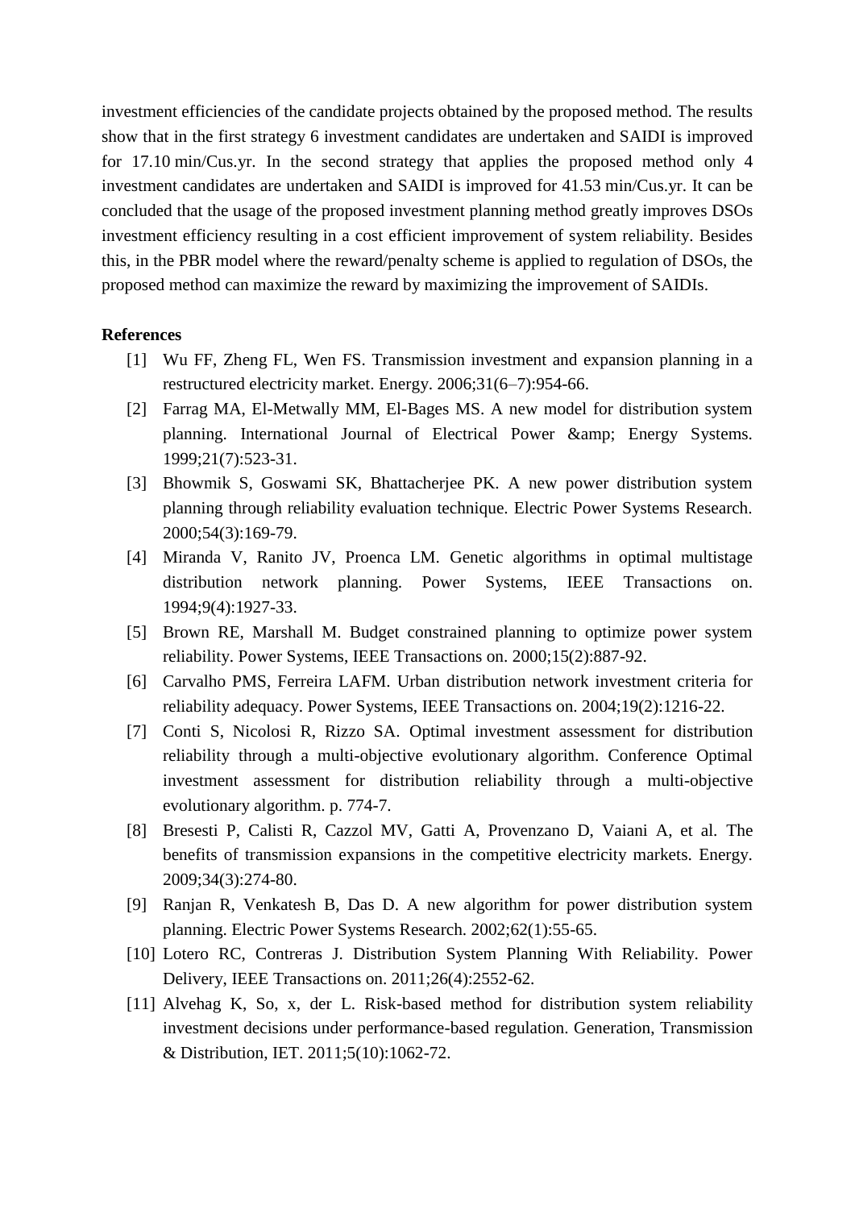investment efficiencies of the candidate projects obtained by the proposed method. The results show that in the first strategy 6 investment candidates are undertaken and SAIDI is improved for 17.10 min/Cus.yr. In the second strategy that applies the proposed method only 4 investment candidates are undertaken and SAIDI is improved for 41.53 min/Cus.yr. It can be concluded that the usage of the proposed investment planning method greatly improves DSOs investment efficiency resulting in a cost efficient improvement of system reliability. Besides this, in the PBR model where the reward/penalty scheme is applied to regulation of DSOs, the proposed method can maximize the reward by maximizing the improvement of SAIDIs.

**References**

[1] Wu FF, Zheng FL, Wen FS. Transmission investment and expansion planning in a restructured electricity market. Energy. 2006;31(6–7):954-66.

[2] Farrag MA, El-Metwally MM, El-Bages MS. A new model for distribution system planning. International Journal of Electrical Power &amp; Energy Systems. 1999;21(7):523-31.

[3] Bhowmik S, Goswami SK, Bhattacherjee PK. A new power distribution system planning through reliability evaluation technique. Electric Power Systems Research. 2000;54(3):169-79.

[4] Miranda V, Ranito JV, Proenca LM. Genetic algorithms in optimal multistage distribution network planning. Power Systems, IEEE Transactions on. 1994;9(4):1927-33.

[5] Brown RE, Marshall M. Budget constrained planning to optimize power system reliability. Power Systems, IEEE Transactions on. 2000;15(2):887-92.

[6] Carvalho PMS, Ferreira LAFM. Urban distribution network investment criteria for reliability adequacy. Power Systems, IEEE Transactions on. 2004;19(2):1216-22.

[7] Conti S, Nicolosi R, Rizzo SA. Optimal investment assessment for distribution reliability through a multi-objective evolutionary algorithm. Conference Optimal investment assessment for distribution reliability through a multi-objective evolutionary algorithm. p. 774-7.

[8] Bresesti P, Calisti R, Cazzol MV, Gatti A, Provenzano D, Vaiani A, et al. The benefits of transmission expansions in the competitive electricity markets. Energy. 2009;34(3):274-80.

[9] Ranjan R, Venkatesh B, Das D. A new algorithm for power distribution system planning. Electric Power Systems Research. 2002;62(1):55-65.

[10] Lotero RC, Contreras J. Distribution System Planning With Reliability. Power Delivery, IEEE Transactions on. 2011;26(4):2552-62.

[11] Alvehag K, So, x, der L. Risk-based method for distribution system reliability investment decisions under performance-based regulation. Generation, Transmission & Distribution, IET. 2011;5(10):1062-72.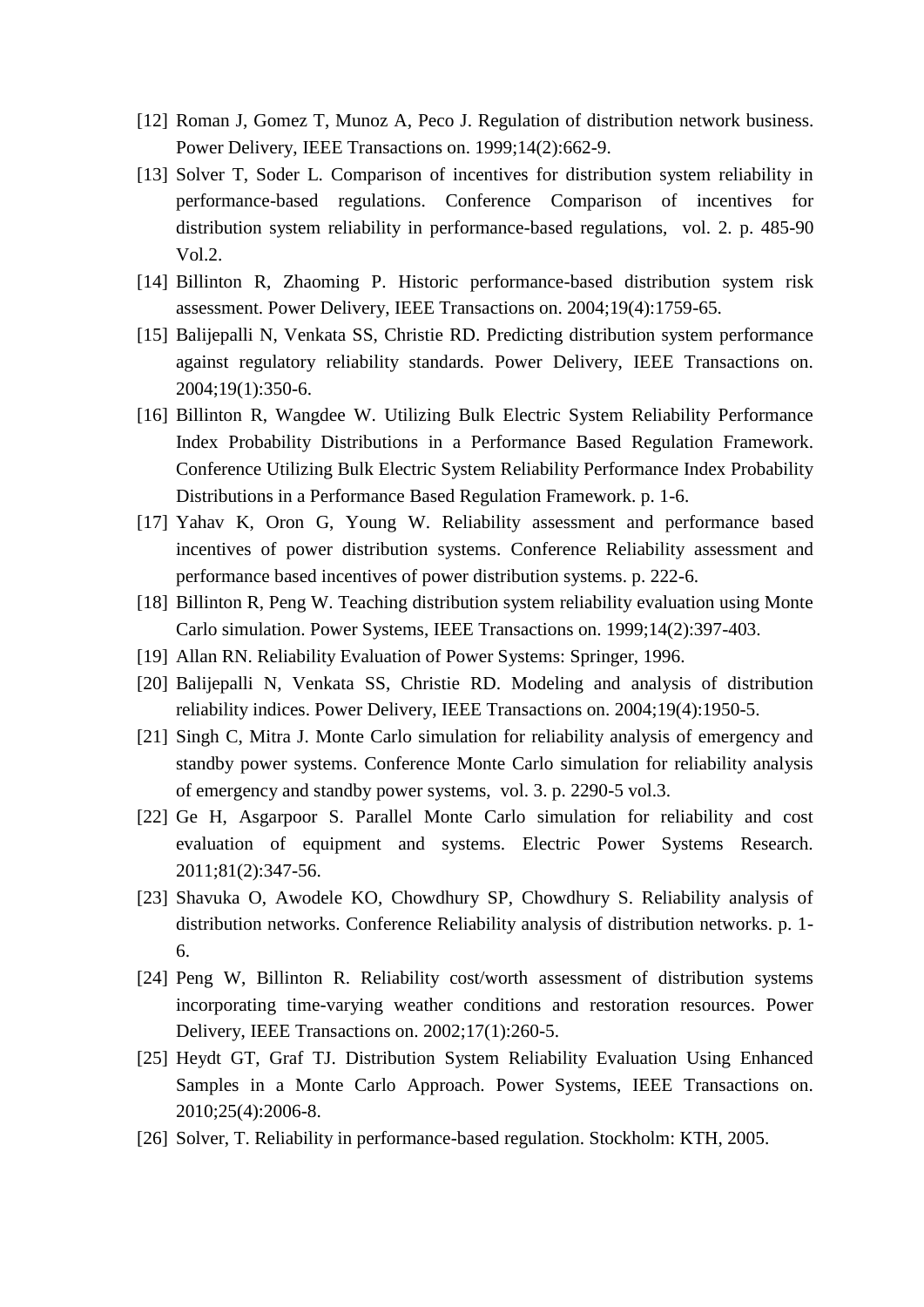[12] Roman J, Gomez T, Munoz A, Peco J. Regulation of distribution network business. Power Delivery, IEEE Transactions on. 1999;14(2):662-9.

[13] Solver T, Soder L. Comparison of incentives for distribution system reliability in performance-based regulations. Conference Comparison of incentives for distribution system reliability in performance-based regulations, vol. 2. p. 485-90 Vol.2.

[14] Billinton R, Zhaoming P. Historic performance-based distribution system risk assessment. Power Delivery, IEEE Transactions on. 2004;19(4):1759-65.

[15] Balijepalli N, Venkata SS, Christie RD. Predicting distribution system performance against regulatory reliability standards. Power Delivery, IEEE Transactions on. 2004;19(1):350-6.

[16] Billinton R, Wangdee W. Utilizing Bulk Electric System Reliability Performance Index Probability Distributions in a Performance Based Regulation Framework. Conference Utilizing Bulk Electric System Reliability Performance Index Probability Distributions in a Performance Based Regulation Framework. p. 1-6.

[17] Yahav K, Oron G, Young W. Reliability assessment and performance based incentives of power distribution systems. Conference Reliability assessment and performance based incentives of power distribution systems. p. 222-6.

[18] Billinton R, Peng W. Teaching distribution system reliability evaluation using Monte Carlo simulation. Power Systems, IEEE Transactions on. 1999;14(2):397-403.

[19] Allan RN. Reliability Evaluation of Power Systems: Springer, 1996.

[20] Balijepalli N, Venkata SS, Christie RD. Modeling and analysis of distribution reliability indices. Power Delivery, IEEE Transactions on. 2004;19(4):1950-5.

[21] Singh C, Mitra J. Monte Carlo simulation for reliability analysis of emergency and standby power systems. Conference Monte Carlo simulation for reliability analysis of emergency and standby power systems, vol. 3. p. 2290-5 vol.3.

[22] Ge H, Asgarpoor S. Parallel Monte Carlo simulation for reliability and cost evaluation of equipment and systems. Electric Power Systems Research. 2011;81(2):347-56.

[23] Shavuka O, Awodele KO, Chowdhury SP, Chowdhury S. Reliability analysis of distribution networks. Conference Reliability analysis of distribution networks. p. 1-6.

[24] Peng W, Billinton R. Reliability cost/worth assessment of distribution systems incorporating time-varying weather conditions and restoration resources. Power Delivery, IEEE Transactions on. 2002;17(1):260-5.

[25] Heydt GT, Graf TJ. Distribution System Reliability Evaluation Using Enhanced Samples in a Monte Carlo Approach. Power Systems, IEEE Transactions on. 2010;25(4):2006-8.

[26] Solver, T. Reliability in performance-based regulation. Stockholm: KTH, 2005.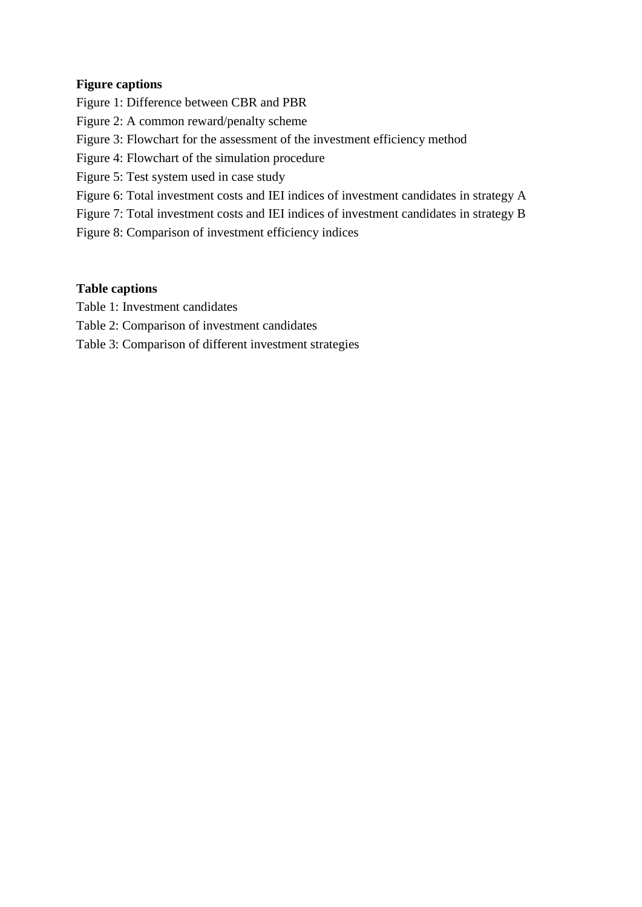**Figure captions**

Figure 1: Difference between CBR and PBR

Figure 2: A common reward/penalty scheme

Figure 3: Flowchart for the assessment of the investment efficiency method

Figure 4: Flowchart of the simulation procedure

Figure 5: Test system used in case study

Figure 6: Total investment costs and IEI indices of investment candidates in strategy A

Figure 7: Total investment costs and IEI indices of investment candidates in strategy B

Figure 8: Comparison of investment efficiency indices

**Table captions**

Table 1: Investment candidates

Table 2: Comparison of investment candidates

Table 3: Comparison of different investment strategies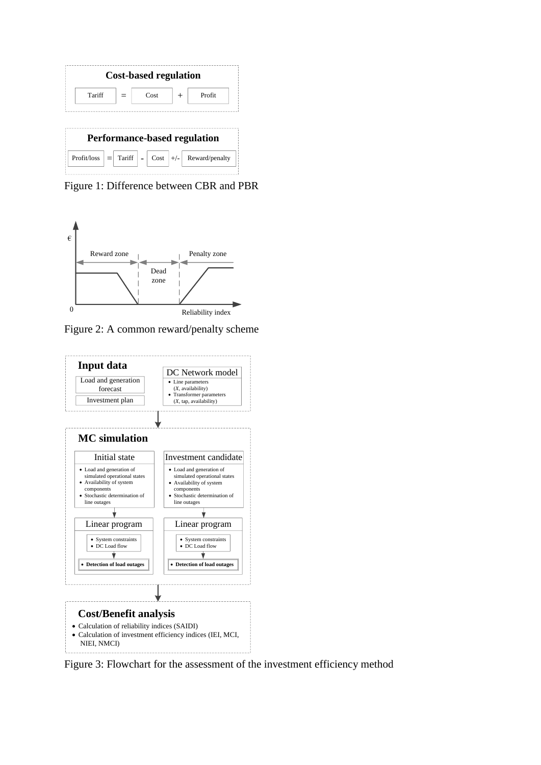**Cost-based regulation**

Tariff = Cost + Profit

**Performance-based regulation**

Profit/loss = Tariff - Cost +/- Reward/penalty

Figure 1: Difference between CBR and PBR

€

Reward zone | Dead zone | Penalty zone

0 Reliability index

Figure 2: A common reward/penalty scheme

**Input data**

Load and generation forecast

Investment plan

DC Network model
- Line parameters ($X$, availability)
- Transformer parameters ($X$, tap, availability)

**MC simulation**

Initial state
- Load and generation of simulated operational states
- Availability of system components
- Stochastic determination of line outages

Linear program
- System constraints
- DC Load flow
- **Detection of load outages**

Investment candidate
- Load and generation of simulated operational states
- Availability of system components
- Stochastic determination of line outages

Linear program
- System constraints
- DC Load flow
- **Detection of load outages**

**Cost/Benefit analysis**
- Calculation of reliability indices (SAIDI)
- Calculation of investment efficiency indices (IEI, MCI, NIEI, NMCI)

Figure 3: Flowchart for the assessment of the investment efficiency method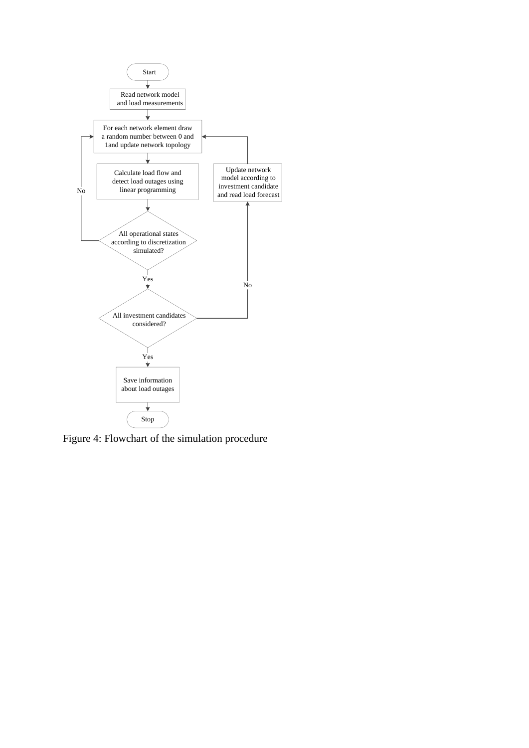Start

Read network model and load measurements

For each network element draw a random number between 0 and 1and update network topology

Calculate load flow and detect load outages using linear programming

All operational states according to discretization simulated?

No

Yes

All investment candidates considered?

No

Update network model according to investment candidate and read load forecast

Yes

Save information about load outages

Stop

Figure 4: Flowchart of the simulation procedure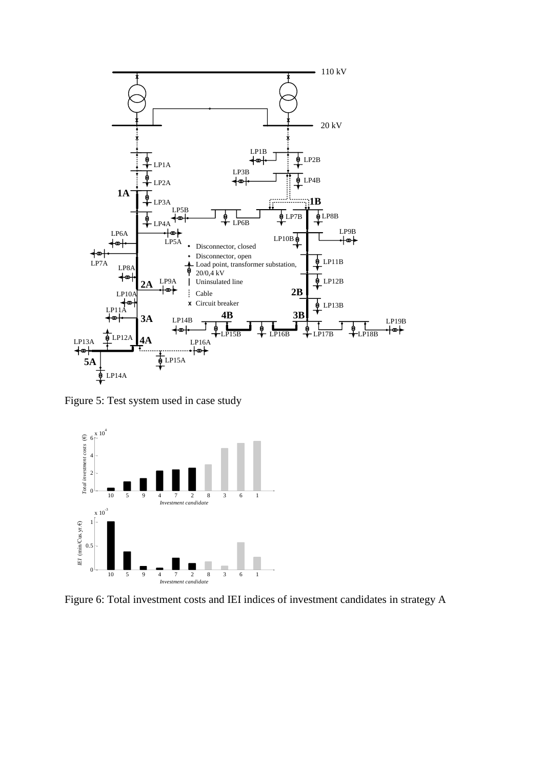Figure 5: Test system used in case study

Figure 6: Total investment costs and IEI indices of investment candidates in strategy A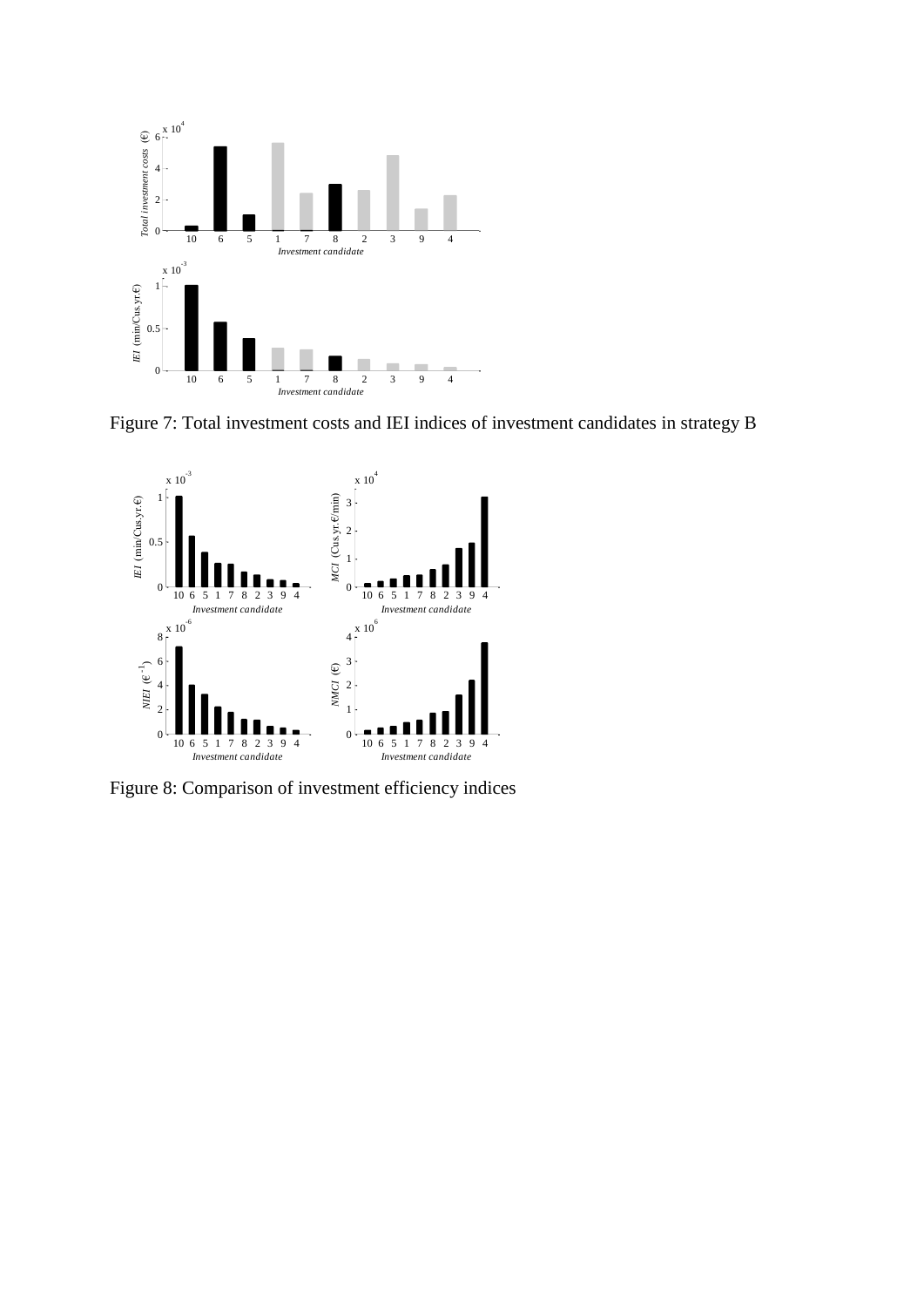Figure 7: Total investment costs and IEI indices of investment candidates in strategy B

Figure 8: Comparison of investment efficiency indices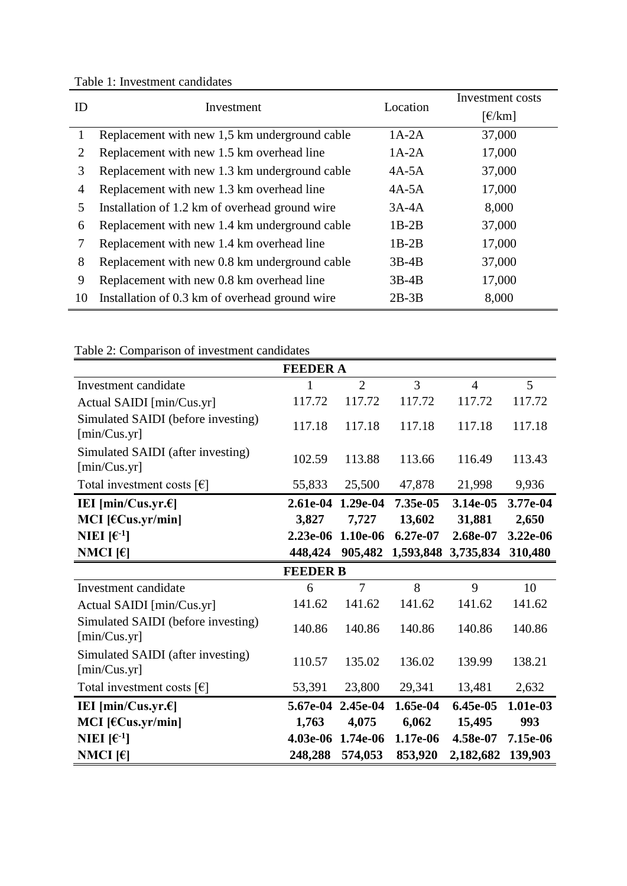Table 1: Investment candidates

| ID | Investment | Location | Investment costs [€/km] |
|---|---|---|---|
| 1 | Replacement with new 1,5 km underground cable | 1A-2A | 37,000 |
| 2 | Replacement with new 1.5 km overhead line | 1A-2A | 17,000 |
| 3 | Replacement with new 1.3 km underground cable | 4A-5A | 37,000 |
| 4 | Replacement with new 1.3 km overhead line | 4A-5A | 17,000 |
| 5 | Installation of 1.2 km of overhead ground wire | 3A-4A | 8,000 |
| 6 | Replacement with new 1.4 km underground cable | 1B-2B | 37,000 |
| 7 | Replacement with new 1.4 km overhead line | 1B-2B | 17,000 |
| 8 | Replacement with new 0.8 km underground cable | 3B-4B | 37,000 |
| 9 | Replacement with new 0.8 km overhead line | 3B-4B | 17,000 |
| 10 | Installation of 0.3 km of overhead ground wire | 2B-3B | 8,000 |

Table 2: Comparison of investment candidates

| **FEEDER A** | | | | | |
|---|---|---|---|---|---|
| Investment candidate | 1 | 2 | 3 | 4 | 5 |
| Actual SAIDI [min/Cus.yr] | 117.72 | 117.72 | 117.72 | 117.72 | 117.72 |
| Simulated SAIDI (before investing) [min/Cus.yr] | 117.18 | 117.18 | 117.18 | 117.18 | 117.18 |
| Simulated SAIDI (after investing) [min/Cus.yr] | 102.59 | 113.88 | 113.66 | 116.49 | 113.43 |
| Total investment costs [€] | 55,833 | 25,500 | 47,878 | 21,998 | 9,936 |
| **IEI [min/Cus.yr.€]** | **2.61e-04** | **1.29e-04** | **7.35e-05** | **3.14e-05** | **3.77e-04** |
| **MCI [€Cus.yr/min]** | **3,827** | **7,727** | **13,602** | **31,881** | **2,650** |
| **NIEI [€$^{-1}$]** | **2.23e-06** | **1.10e-06** | **6.27e-07** | **2.68e-07** | **3.22e-06** |
| **NMCI [€]** | **448,424** | **905,482** | **1,593,848** | **3,735,834** | **310,480** |
| **FEEDER B** | | | | | |
| Investment candidate | 6 | 7 | 8 | 9 | 10 |
| Actual SAIDI [min/Cus.yr] | 141.62 | 141.62 | 141.62 | 141.62 | 141.62 |
| Simulated SAIDI (before investing) [min/Cus.yr] | 140.86 | 140.86 | 140.86 | 140.86 | 140.86 |
| Simulated SAIDI (after investing) [min/Cus.yr] | 110.57 | 135.02 | 136.02 | 139.99 | 138.21 |
| Total investment costs [€] | 53,391 | 23,800 | 29,341 | 13,481 | 2,632 |
| **IEI [min/Cus.yr.€]** | **5.67e-04** | **2.45e-04** | **1.65e-04** | **6.45e-05** | **1.01e-03** |
| **MCI [€Cus.yr/min]** | **1,763** | **4,075** | **6,062** | **15,495** | **993** |
| **NIEI [€$^{-1}$]** | **4.03e-06** | **1.74e-06** | **1.17e-06** | **4.58e-07** | **7.15e-06** |
| **NMCI [€]** | **248,288** | **574,053** | **853,920** | **2,182,682** | **139,903** |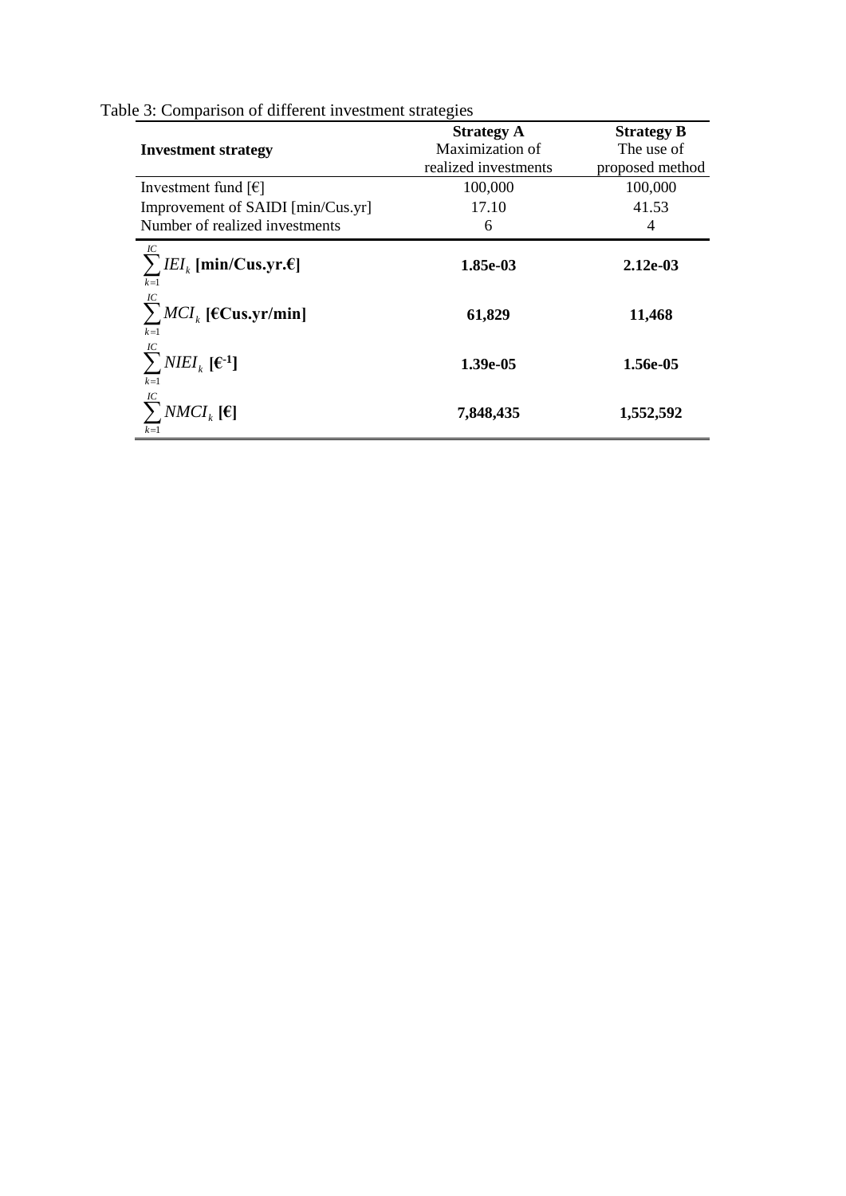Table 3: Comparison of different investment strategies

| **Investment strategy** | **Strategy A** Maximization of realized investments | **Strategy B** The use of proposed method |
|---|---|---|
| Investment fund [€] | 100,000 | 100,000 |
| Improvement of SAIDI [min/Cus.yr] | 17.10 | 41.53 |
| Number of realized investments | 6 | 4 |
| $\sum_{k=1}^{IC} IEI_k$ **[min/Cus.yr.€]** | **1.85e-03** | **2.12e-03** |
| $\sum_{k=1}^{IC} MCI_k$ **[€Cus.yr/min]** | **61,829** | **11,468** |
| $\sum_{k=1}^{IC} NIEI_k$ **[€$^{-1}$]** | **1.39e-05** | **1.56e-05** |
| $\sum_{k=1}^{IC} NMCI_k$ **[€]** | **7,848,435** | **1,552,592** |